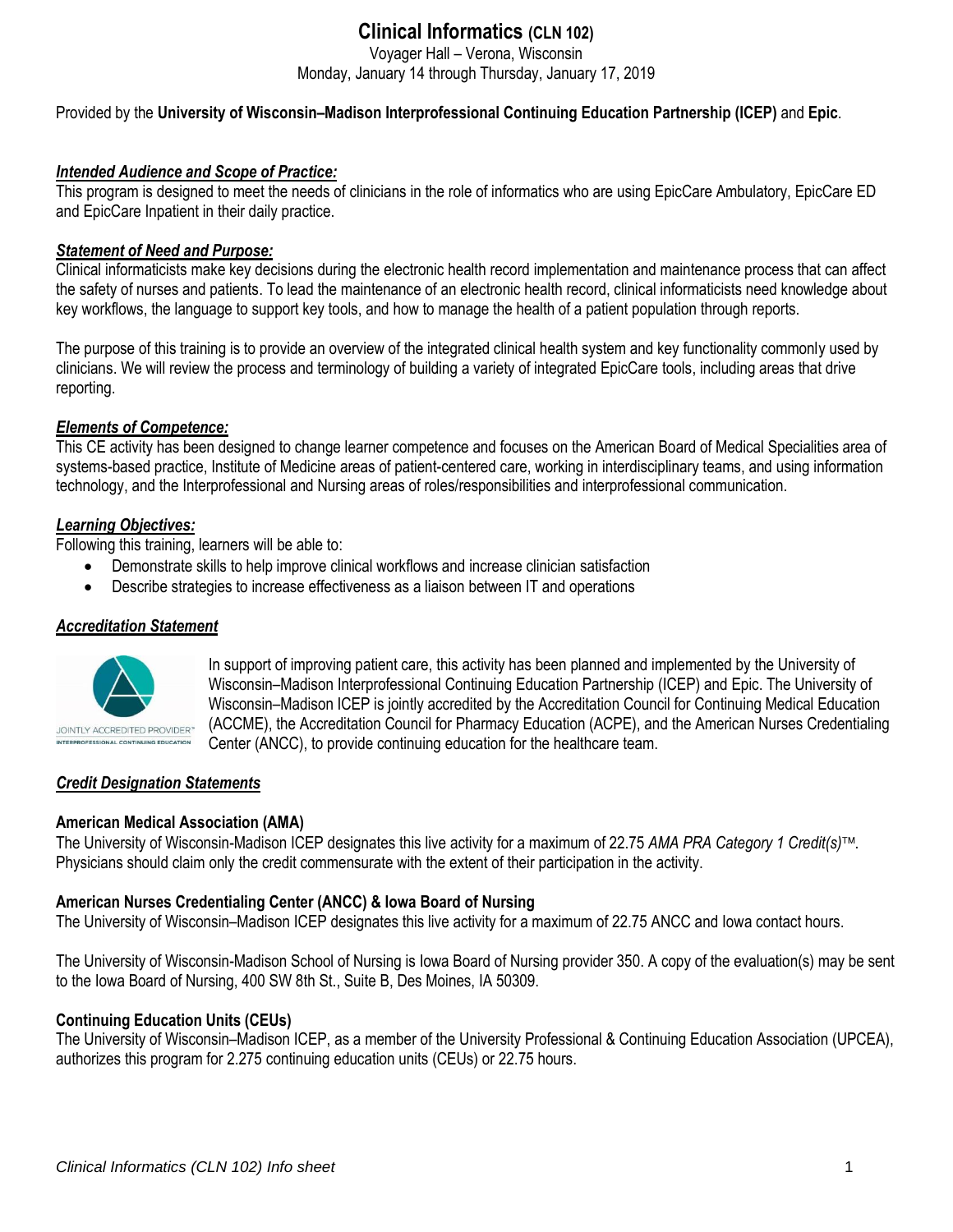# Clinical Informatics (CLN 102)

Voyager Hall – Verona, Wisconsin

Monday, January 14 through Thursday, January 17, 2019

Provided by the **University of Wisconsin–Madison Interprofessional Continuing Education Partnership (ICEP)** and **Epic**.

## ***Intended Audience and Scope of Practice:***

This program is designed to meet the needs of clinicians in the role of informatics who are using EpicCare Ambulatory, EpicCare ED and EpicCare Inpatient in their daily practice.

## ***Statement of Need and Purpose:***

Clinical informaticists make key decisions during the electronic health record implementation and maintenance process that can affect the safety of nurses and patients. To lead the maintenance of an electronic health record, clinical informaticists need knowledge about key workflows, the language to support key tools, and how to manage the health of a patient population through reports.

The purpose of this training is to provide an overview of the integrated clinical health system and key functionality commonly used by clinicians. We will review the process and terminology of building a variety of integrated EpicCare tools, including areas that drive reporting.

## ***Elements of Competence:***

This CE activity has been designed to change learner competence and focuses on the American Board of Medical Specialities area of systems-based practice, Institute of Medicine areas of patient-centered care, working in interdisciplinary teams, and using information technology, and the Interprofessional and Nursing areas of roles/responsibilities and interprofessional communication.

## ***Learning Objectives:***

Following this training, learners will be able to:

- Demonstrate skills to help improve clinical workflows and increase clinician satisfaction
- Describe strategies to increase effectiveness as a liaison between IT and operations

## ***Accreditation Statement***

JOINTLY ACCREDITED PROVIDER™
INTERPROFESSIONAL CONTINUING EDUCATION

In support of improving patient care, this activity has been planned and implemented by the University of Wisconsin–Madison Interprofessional Continuing Education Partnership (ICEP) and Epic. The University of Wisconsin–Madison ICEP is jointly accredited by the Accreditation Council for Continuing Medical Education (ACCME), the Accreditation Council for Pharmacy Education (ACPE), and the American Nurses Credentialing Center (ANCC), to provide continuing education for the healthcare team.

## ***Credit Designation Statements***

### American Medical Association (AMA)

The University of Wisconsin-Madison ICEP designates this live activity for a maximum of 22.75 *AMA PRA Category 1 Credit(s)*™. Physicians should claim only the credit commensurate with the extent of their participation in the activity.

### American Nurses Credentialing Center (ANCC) & Iowa Board of Nursing

The University of Wisconsin–Madison ICEP designates this live activity for a maximum of 22.75 ANCC and Iowa contact hours.

The University of Wisconsin-Madison School of Nursing is Iowa Board of Nursing provider 350. A copy of the evaluation(s) may be sent to the Iowa Board of Nursing, 400 SW 8th St., Suite B, Des Moines, IA 50309.

### Continuing Education Units (CEUs)

The University of Wisconsin–Madison ICEP, as a member of the University Professional & Continuing Education Association (UPCEA), authorizes this program for 2.275 continuing education units (CEUs) or 22.75 hours.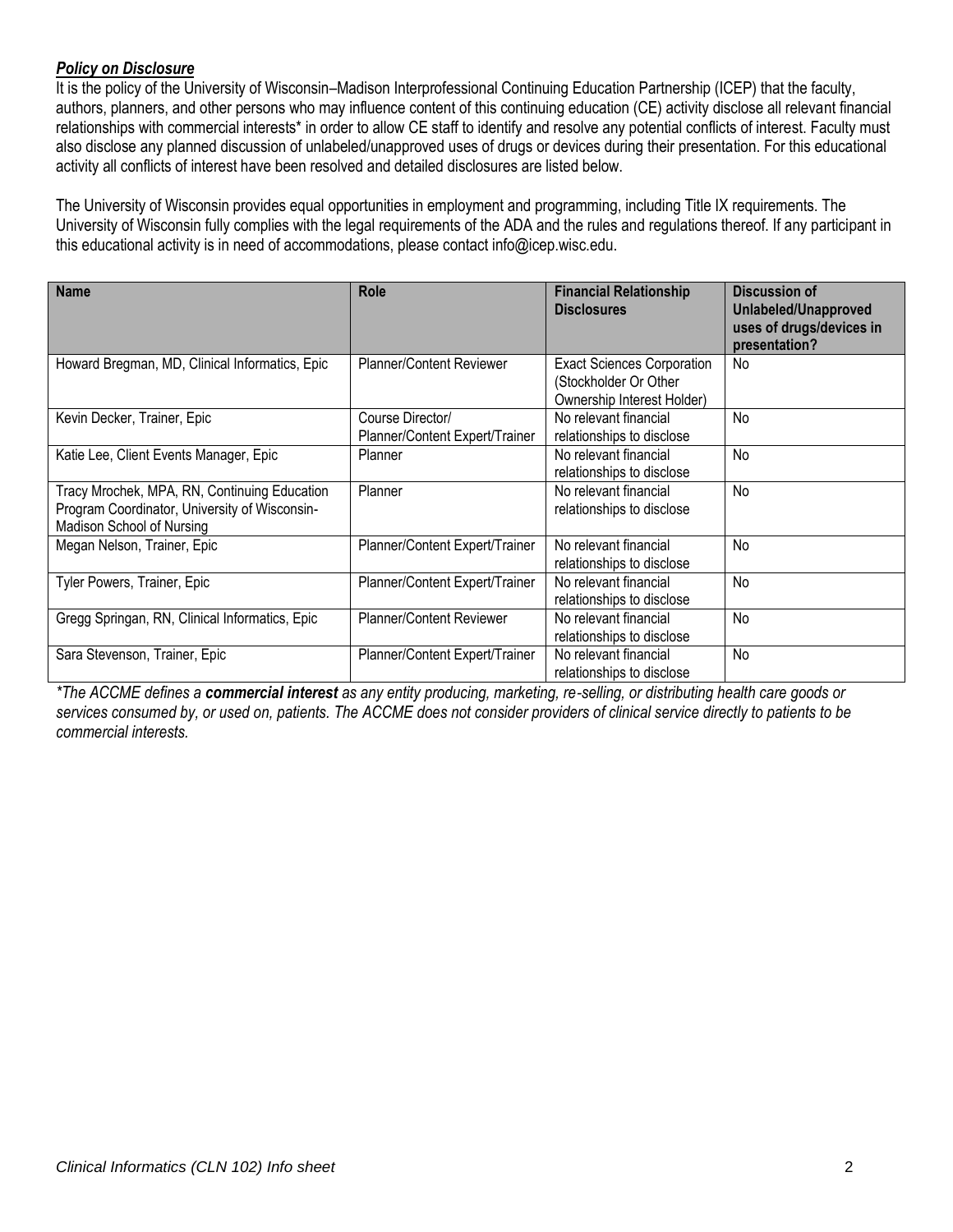***Policy on Disclosure***

It is the policy of the University of Wisconsin–Madison Interprofessional Continuing Education Partnership (ICEP) that the faculty, authors, planners, and other persons who may influence content of this continuing education (CE) activity disclose all relevant financial relationships with commercial interests* in order to allow CE staff to identify and resolve any potential conflicts of interest. Faculty must also disclose any planned discussion of unlabeled/unapproved uses of drugs or devices during their presentation. For this educational activity all conflicts of interest have been resolved and detailed disclosures are listed below.

The University of Wisconsin provides equal opportunities in employment and programming, including Title IX requirements. The University of Wisconsin fully complies with the legal requirements of the ADA and the rules and regulations thereof. If any participant in this educational activity is in need of accommodations, please contact info@icep.wisc.edu.

| Name | Role | Financial Relationship Disclosures | Discussion of Unlabeled/Unapproved uses of drugs/devices in presentation? |
|---|---|---|---|
| Howard Bregman, MD, Clinical Informatics, Epic | Planner/Content Reviewer | Exact Sciences Corporation (Stockholder Or Other Ownership Interest Holder) | No |
| Kevin Decker, Trainer, Epic | Course Director/ Planner/Content Expert/Trainer | No relevant financial relationships to disclose | No |
| Katie Lee, Client Events Manager, Epic | Planner | No relevant financial relationships to disclose | No |
| Tracy Mrochek, MPA, RN, Continuing Education Program Coordinator, University of Wisconsin-Madison School of Nursing | Planner | No relevant financial relationships to disclose | No |
| Megan Nelson, Trainer, Epic | Planner/Content Expert/Trainer | No relevant financial relationships to disclose | No |
| Tyler Powers, Trainer, Epic | Planner/Content Expert/Trainer | No relevant financial relationships to disclose | No |
| Gregg Springan, RN, Clinical Informatics, Epic | Planner/Content Reviewer | No relevant financial relationships to disclose | No |
| Sara Stevenson, Trainer, Epic | Planner/Content Expert/Trainer | No relevant financial relationships to disclose | No |

*\*The ACCME defines a **commercial interest** as any entity producing, marketing, re-selling, or distributing health care goods or services consumed by, or used on, patients. The ACCME does not consider providers of clinical service directly to patients to be commercial interests.*